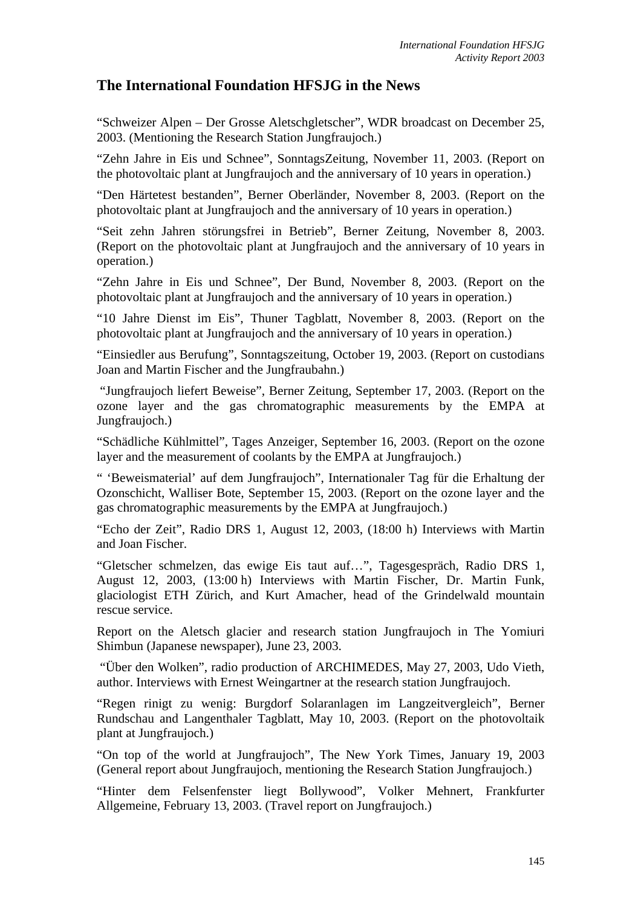## The International Foundation HFSJG in the News

"Schweizer Alpen – Der Grosse Aletschgletscher", WDR broadcast on December 25, 2003. (Mentioning the Research Station Jungfraujoch.)

"Zehn Jahre in Eis und Schnee", SonntagsZeitung, November 11, 2003. (Report on the photovoltaic plant at Jungfraujoch and the anniversary of 10 years in operation.)

"Den Härtetest bestanden", Berner Oberländer, November 8, 2003. (Report on the photovoltaic plant at Jungfraujoch and the anniversary of 10 years in operation.)

"Seit zehn Jahren störungsfrei in Betrieb", Berner Zeitung, November 8, 2003. (Report on the photovoltaic plant at Jungfraujoch and the anniversary of 10 years in operation.)

"Zehn Jahre in Eis und Schnee", Der Bund, November 8, 2003. (Report on the photovoltaic plant at Jungfraujoch and the anniversary of 10 years in operation.)

"10 Jahre Dienst im Eis", Thuner Tagblatt, November 8, 2003. (Report on the photovoltaic plant at Jungfraujoch and the anniversary of 10 years in operation.)

"Einsiedler aus Berufung", Sonntagszeitung, October 19, 2003. (Report on custodians Joan and Martin Fischer and the Jungfraubahn.)

"Jungfraujoch liefert Beweise", Berner Zeitung, September 17, 2003. (Report on the ozone layer and the gas chromatographic measurements by the EMPA at Jungfraujoch.)

"Schädliche Kühlmittel", Tages Anzeiger, September 16, 2003. (Report on the ozone layer and the measurement of coolants by the EMPA at Jungfraujoch.)

" 'Beweismaterial' auf dem Jungfraujoch", Internationaler Tag für die Erhaltung der Ozonschicht, Walliser Bote, September 15, 2003. (Report on the ozone layer and the gas chromatographic measurements by the EMPA at Jungfraujoch.)

"Echo der Zeit", Radio DRS 1, August 12, 2003, (18:00 h) Interviews with Martin and Joan Fischer.

"Gletscher schmelzen, das ewige Eis taut auf…", Tagesgespräch, Radio DRS 1, August 12, 2003, (13:00 h) Interviews with Martin Fischer, Dr. Martin Funk, glaciologist ETH Zürich, and Kurt Amacher, head of the Grindelwald mountain rescue service.

Report on the Aletsch glacier and research station Jungfraujoch in The Yomiuri Shimbun (Japanese newspaper), June 23, 2003.

"Über den Wolken", radio production of ARCHIMEDES, May 27, 2003, Udo Vieth, author. Interviews with Ernest Weingartner at the research station Jungfraujoch.

"Regen rinigt zu wenig: Burgdorf Solaranlagen im Langzeitvergleich", Berner Rundschau and Langenthaler Tagblatt, May 10, 2003. (Report on the photovoltaik plant at Jungfraujoch.)

"On top of the world at Jungfraujoch", The New York Times, January 19, 2003 (General report about Jungfraujoch, mentioning the Research Station Jungfraujoch.)

"Hinter dem Felsenfenster liegt Bollywood", Volker Mehnert, Frankfurter Allgemeine, February 13, 2003. (Travel report on Jungfraujoch.)